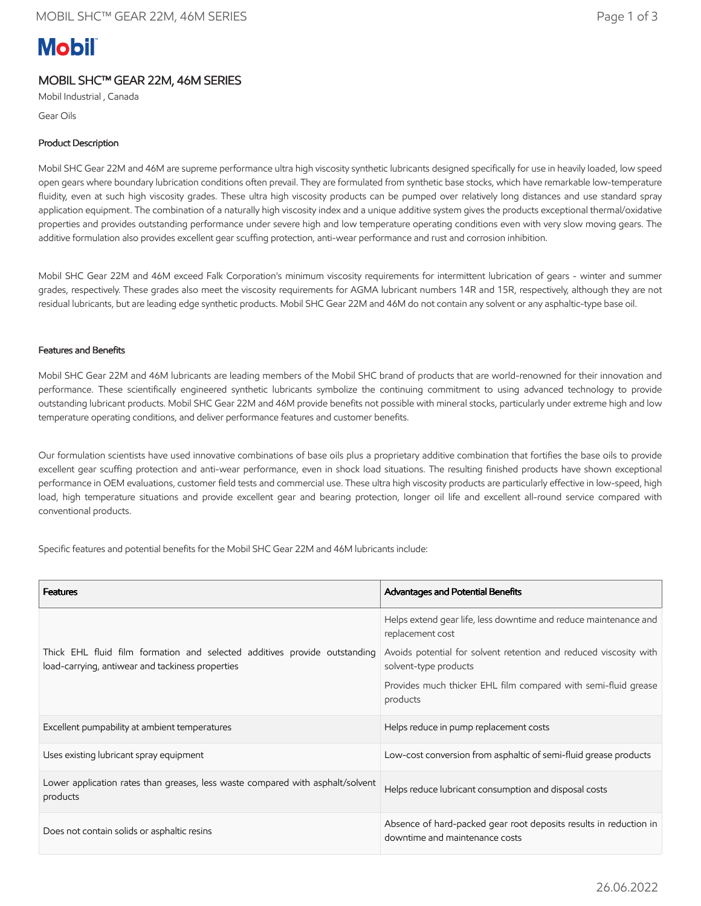Mobil

# MOBIL SHC™ GEAR 22M, 46M SERIES

Mobil Industrial , Canada

Gear Oils

## Product Description

Mobil SHC Gear 22M and 46M are supreme performance ultra high viscosity synthetic lubricants designed specifically for use in heavily loaded, low speed open gears where boundary lubrication conditions often prevail. They are formulated from synthetic base stocks, which have remarkable low-temperature fluidity, even at such high viscosity grades. These ultra high viscosity products can be pumped over relatively long distances and use standard spray application equipment. The combination of a naturally high viscosity index and a unique additive system gives the products exceptional thermal/oxidative properties and provides outstanding performance under severe high and low temperature operating conditions even with very slow moving gears. The additive formulation also provides excellent gear scuffing protection, anti-wear performance and rust and corrosion inhibition.

Mobil SHC Gear 22M and 46M exceed Falk Corporation's minimum viscosity requirements for intermittent lubrication of gears - winter and summer grades, respectively. These grades also meet the viscosity requirements for AGMA lubricant numbers 14R and 15R, respectively, although they are not residual lubricants, but are leading edge synthetic products. Mobil SHC Gear 22M and 46M do not contain any solvent or any asphaltic-type base oil.

## Features and Benefits

Mobil SHC Gear 22M and 46M lubricants are leading members of the Mobil SHC brand of products that are world-renowned for their innovation and performance. These scientifically engineered synthetic lubricants symbolize the continuing commitment to using advanced technology to provide outstanding lubricant products. Mobil SHC Gear 22M and 46M provide benefits not possible with mineral stocks, particularly under extreme high and low temperature operating conditions, and deliver performance features and customer benefits.

Our formulation scientists have used innovative combinations of base oils plus a proprietary additive combination that fortifies the base oils to provide excellent gear scuffing protection and anti-wear performance, even in shock load situations. The resulting finished products have shown exceptional performance in OEM evaluations, customer field tests and commercial use. These ultra high viscosity products are particularly effective in low-speed, high load, high temperature situations and provide excellent gear and bearing protection, longer oil life and excellent all-round service compared with conventional products.

Specific features and potential benefits for the Mobil SHC Gear 22M and 46M lubricants include:

| Features | Advantages and Potential Benefits |
|---|---|
| Thick EHL fluid film formation and selected additives provide outstanding load-carrying, antiwear and tackiness properties | Helps extend gear life, less downtime and reduce maintenance and replacement cost<br>Avoids potential for solvent retention and reduced viscosity with solvent-type products<br>Provides much thicker EHL film compared with semi-fluid grease products |
| Excellent pumpability at ambient temperatures | Helps reduce in pump replacement costs |
| Uses existing lubricant spray equipment | Low-cost conversion from asphaltic of semi-fluid grease products |
| Lower application rates than greases, less waste compared with asphalt/solvent products | Helps reduce lubricant consumption and disposal costs |
| Does not contain solids or asphaltic resins | Absence of hard-packed gear root deposits results in reduction in downtime and maintenance costs |

26.06.2022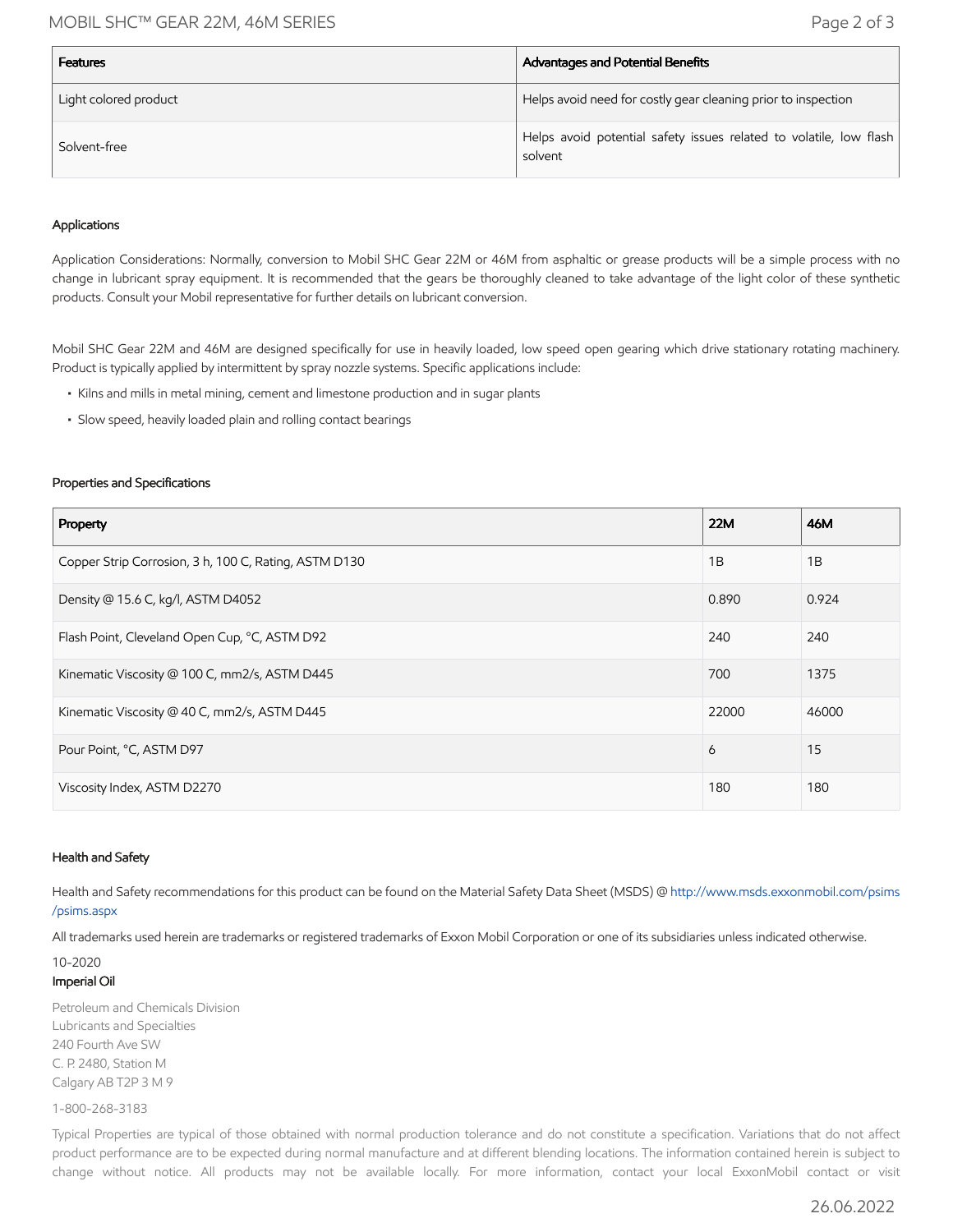| Features | Advantages and Potential Benefits |
|---|---|
| Light colored product | Helps avoid need for costly gear cleaning prior to inspection |
| Solvent-free | Helps avoid potential safety issues related to volatile, low flash solvent |

### Applications

Application Considerations: Normally, conversion to Mobil SHC Gear 22M or 46M from asphaltic or grease products will be a simple process with no change in lubricant spray equipment. It is recommended that the gears be thoroughly cleaned to take advantage of the light color of these synthetic products. Consult your Mobil representative for further details on lubricant conversion.

Mobil SHC Gear 22M and 46M are designed specifically for use in heavily loaded, low speed open gearing which drive stationary rotating machinery. Product is typically applied by intermittent by spray nozzle systems. Specific applications include:

- Kilns and mills in metal mining, cement and limestone production and in sugar plants
- Slow speed, heavily loaded plain and rolling contact bearings

### Properties and Specifications

| Property | 22M | 46M |
|---|---|---|
| Copper Strip Corrosion, 3 h, 100 C, Rating, ASTM D130 | 1B | 1B |
| Density @ 15.6 C, kg/l, ASTM D4052 | 0.890 | 0.924 |
| Flash Point, Cleveland Open Cup, °C, ASTM D92 | 240 | 240 |
| Kinematic Viscosity @ 100 C, mm2/s, ASTM D445 | 700 | 1375 |
| Kinematic Viscosity @ 40 C, mm2/s, ASTM D445 | 22000 | 46000 |
| Pour Point, °C, ASTM D97 | 6 | 15 |
| Viscosity Index, ASTM D2270 | 180 | 180 |

### Health and Safety

Health and Safety recommendations for this product can be found on the Material Safety Data Sheet (MSDS) @ http://www.msds.exxonmobil.com/psims/psims.aspx

All trademarks used herein are trademarks or registered trademarks of Exxon Mobil Corporation or one of its subsidiaries unless indicated otherwise.

10-2020

**Imperial Oil**

Petroleum and Chemicals Division
Lubricants and Specialties
240 Fourth Ave SW
C. P. 2480, Station M
Calgary AB T2P 3 M 9

1-800-268-3183

Typical Properties are typical of those obtained with normal production tolerance and do not constitute a specification. Variations that do not affect product performance are to be expected during normal manufacture and at different blending locations. The information contained herein is subject to change without notice. All products may not be available locally. For more information, contact your local ExxonMobil contact or visit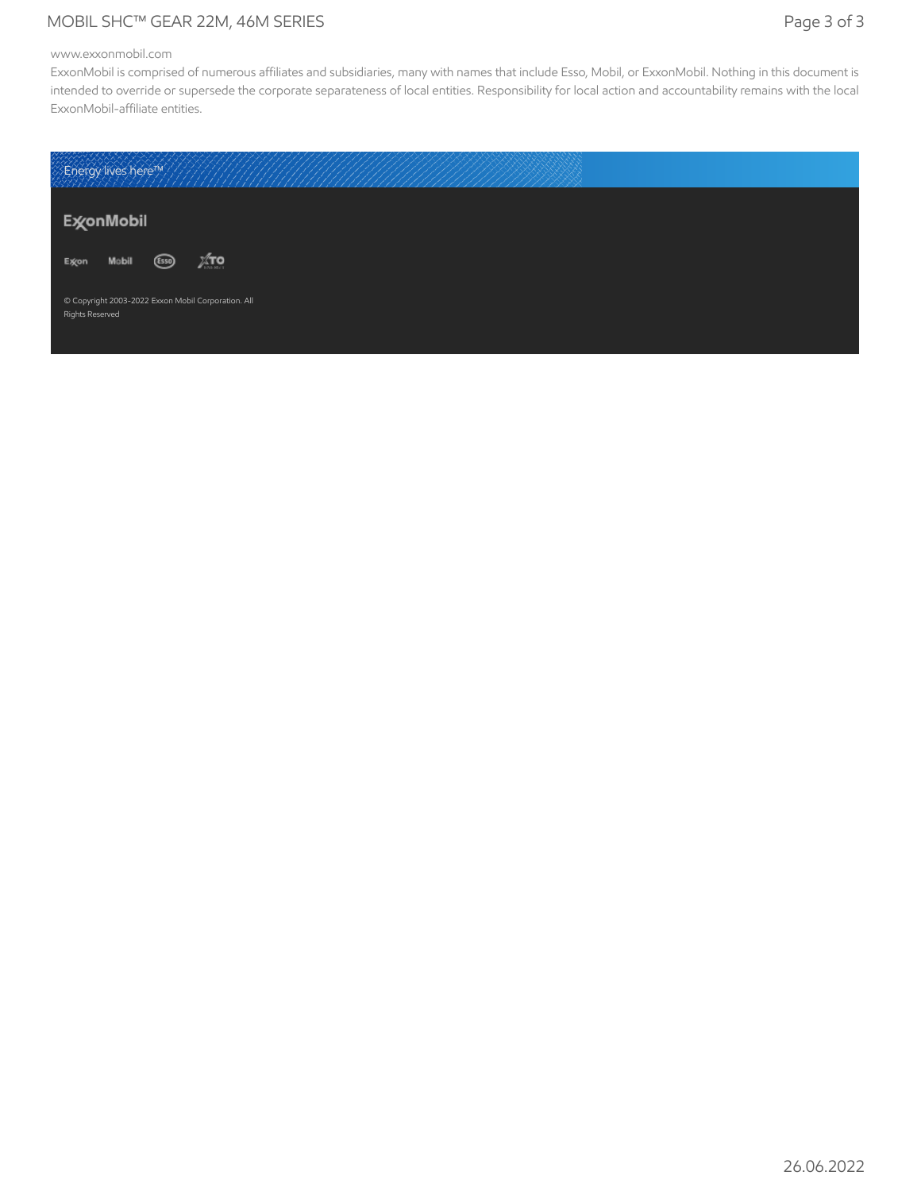www.exxonmobil.com

ExxonMobil is comprised of numerous affiliates and subsidiaries, many with names that include Esso, Mobil, or ExxonMobil. Nothing in this document is intended to override or supersede the corporate separateness of local entities. Responsibility for local action and accountability remains with the local ExxonMobil-affiliate entities.

Energy lives here™

ExxonMobil

Exxon Mobil Esso XTO

© Copyright 2003-2022 Exxon Mobil Corporation. All Rights Reserved

26.06.2022